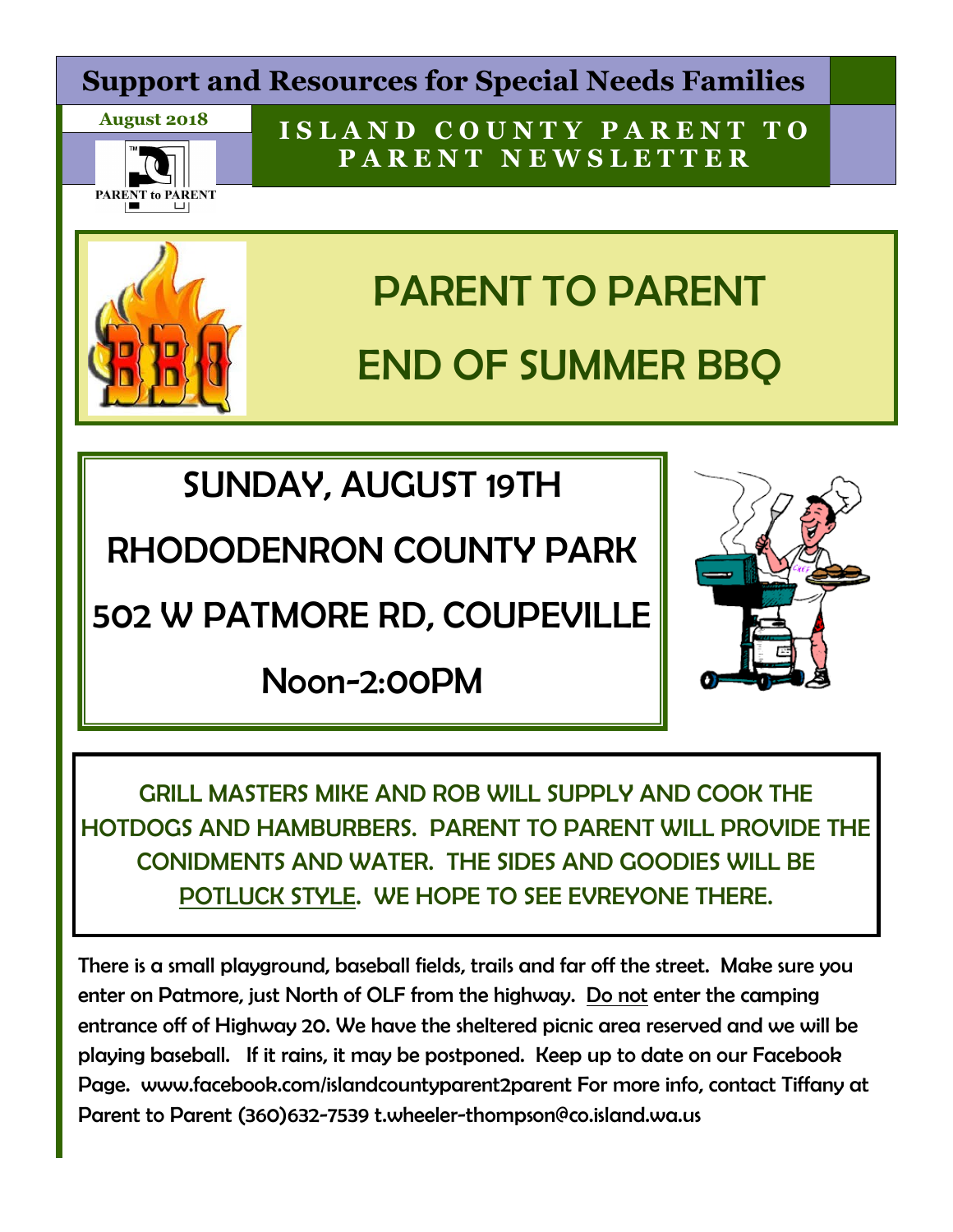# Support and Resources for Special Needs Families

August 2018

PARENT to PARENT

**ISLAND COUNTY PARENT TO PARENT NEWSLETTER**

# PARENT TO PARENT END OF SUMMER BBQ

## SUNDAY, AUGUST 19TH

## RHODODENRON COUNTY PARK

## 502 W PATMORE RD, COUPEVILLE

## Noon-2:00PM

GRILL MASTERS MIKE AND ROB WILL SUPPLY AND COOK THE HOTDOGS AND HAMBURBERS. PARENT TO PARENT WILL PROVIDE THE CONIDMENTS AND WATER. THE SIDES AND GOODIES WILL BE <u>POTLUCK STYLE</u>. WE HOPE TO SEE EVREYONE THERE.

There is a small playground, baseball fields, trails and far off the street. Make sure you enter on Patmore, just North of OLF from the highway. <u>Do not</u> enter the camping entrance off of Highway 20. We have the sheltered picnic area reserved and we will be playing baseball. If it rains, it may be postponed. Keep up to date on our Facebook Page. www.facebook.com/islandcountyparent2parent For more info, contact Tiffany at Parent to Parent (360)632-7539 t.wheeler-thompson@co.island.wa.us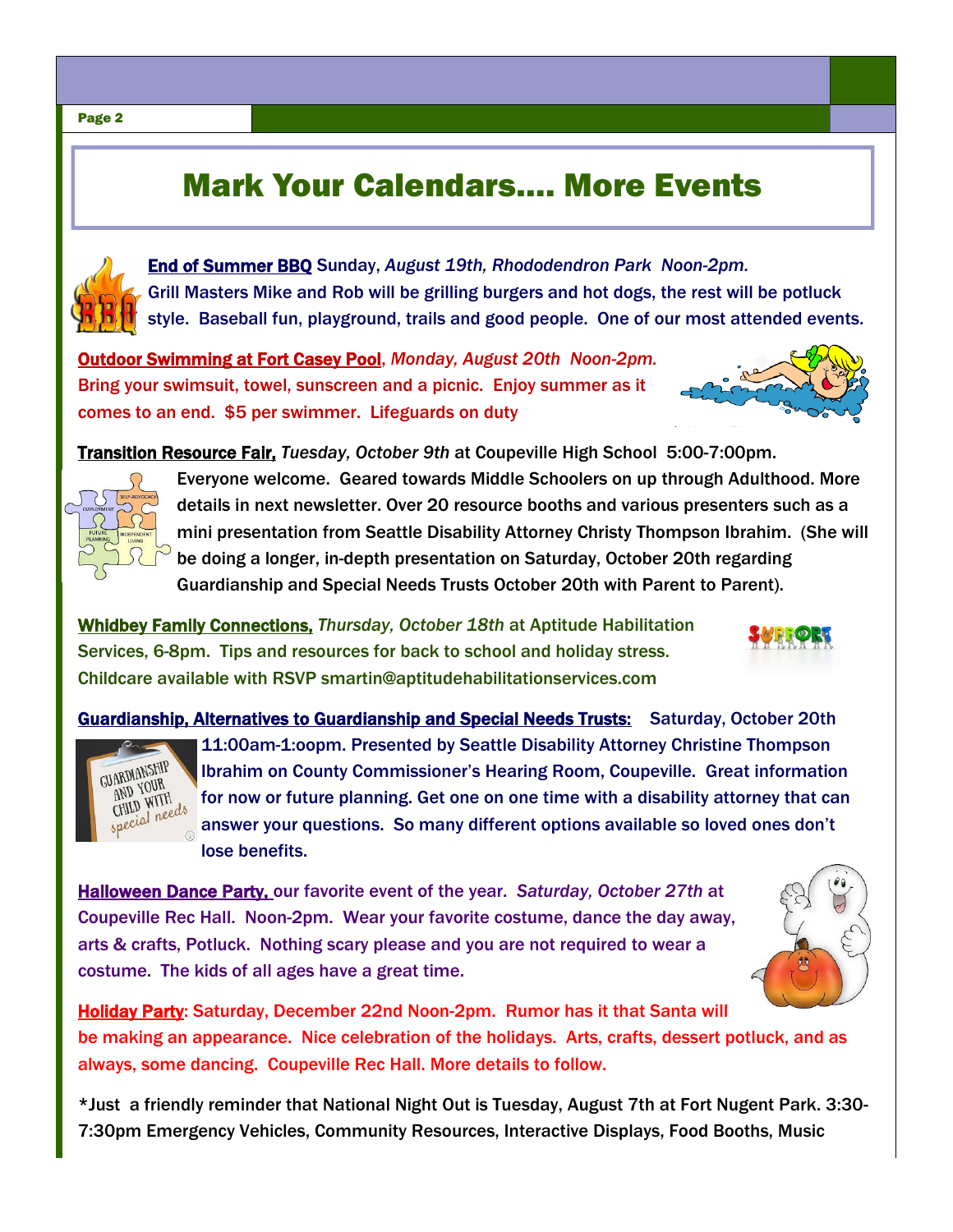# Mark Your Calendars…. More Events

**End of Summer BBQ** Sunday, *August 19th, Rhododendron Park Noon-2pm.* Grill Masters Mike and Rob will be grilling burgers and hot dogs, the rest will be potluck style. Baseball fun, playground, trails and good people. One of our most attended events.

**Outdoor Swimming at Fort Casey Pool**, *Monday, August 20th Noon-2pm.* Bring your swimsuit, towel, sunscreen and a picnic. Enjoy summer as it comes to an end. $5 per swimmer. Lifeguards on duty

**Transition Resource Fair,** *Tuesday, October 9th* at Coupeville High School 5:00-7:00pm. Everyone welcome. Geared towards Middle Schoolers on up through Adulthood. More details in next newsletter. Over 20 resource booths and various presenters such as a mini presentation from Seattle Disability Attorney Christy Thompson Ibrahim. (She will be doing a longer, in-depth presentation on Saturday, October 20th regarding Guardianship and Special Needs Trusts October 20th with Parent to Parent).

**Whidbey Family Connections,** *Thursday, October 18th* at Aptitude Habilitation Services, 6-8pm. Tips and resources for back to school and holiday stress. Childcare available with RSVP smartin@aptitudehabilitationservices.com

**Guardianship, Alternatives to Guardianship and Special Needs Trusts:** Saturday, October 20th 11:00am-1:oopm. Presented by Seattle Disability Attorney Christine Thompson Ibrahim on County Commissioner's Hearing Room, Coupeville. Great information for now or future planning. Get one on one time with a disability attorney that can answer your questions. So many different options available so loved ones don't lose benefits.

**Halloween Dance Party,** our favorite event of the year. *Saturday, October 27th* at Coupeville Rec Hall. Noon-2pm. Wear your favorite costume, dance the day away, arts & crafts, Potluck. Nothing scary please and you are not required to wear a costume. The kids of all ages have a great time.

**Holiday Party**: Saturday, December 22nd Noon-2pm. Rumor has it that Santa will be making an appearance. Nice celebration of the holidays. Arts, crafts, dessert potluck, and as always, some dancing. Coupeville Rec Hall. More details to follow.

*Just a friendly reminder that National Night Out is Tuesday, August 7th at Fort Nugent Park. 3:30-7:30pm Emergency Vehicles, Community Resources, Interactive Displays, Food Booths, Music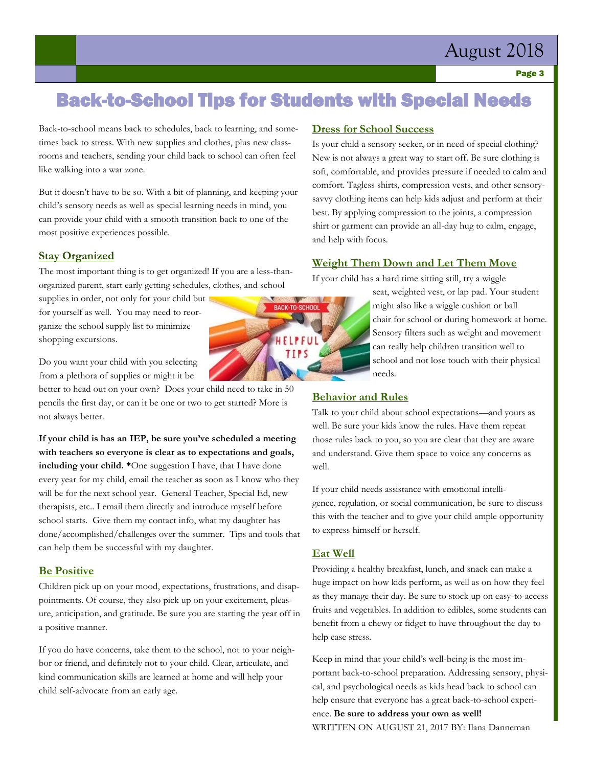# Back-to-School Tips for Students with Special Needs

Back-to-school means back to schedules, back to learning, and sometimes back to stress. With new supplies and clothes, plus new classrooms and teachers, sending your child back to school can often feel like walking into a war zone.

But it doesn't have to be so. With a bit of planning, and keeping your child's sensory needs as well as special learning needs in mind, you can provide your child with a smooth transition back to one of the most positive experiences possible.

## Stay Organized

The most important thing is to get organized! If you are a less-than-organized parent, start early getting schedules, clothes, and school supplies in order, not only for your child but for yourself as well. You may need to reorganize the school supply list to minimize shopping excursions.

Do you want your child with you selecting from a plethora of supplies or might it be better to head out on your own? Does your child need to take in 50 pencils the first day, or can it be one or two to get started? More is not always better.

**If your child is has an IEP, be sure you've scheduled a meeting with teachers so everyone is clear as to expectations and goals, including your child. ***One suggestion I have, that I have done every year for my child, email the teacher as soon as I know who they will be for the next school year. General Teacher, Special Ed, new therapists, etc.. I email them directly and introduce myself before school starts. Give them my contact info, what my daughter has done/accomplished/challenges over the summer. Tips and tools that can help them be successful with my daughter.

## Be Positive

Children pick up on your mood, expectations, frustrations, and disappointments. Of course, they also pick up on your excitement, pleasure, anticipation, and gratitude. Be sure you are starting the year off in a positive manner.

If you do have concerns, take them to the school, not to your neighbor or friend, and definitely not to your child. Clear, articulate, and kind communication skills are learned at home and will help your child self-advocate from an early age.

## Dress for School Success

Is your child a sensory seeker, or in need of special clothing? New is not always a great way to start off. Be sure clothing is soft, comfortable, and provides pressure if needed to calm and comfort. Tagless shirts, compression vests, and other sensory-savvy clothing items can help kids adjust and perform at their best. By applying compression to the joints, a compression shirt or garment can provide an all-day hug to calm, engage, and help with focus.

## Weight Them Down and Let Them Move

If your child has a hard time sitting still, try a wiggle seat, weighted vest, or lap pad. Your student might also like a wiggle cushion or ball chair for school or during homework at home. Sensory filters such as weight and movement can really help children transition well to school and not lose touch with their physical needs.

## Behavior and Rules

Talk to your child about school expectations—and yours as well. Be sure your kids know the rules. Have them repeat those rules back to you, so you are clear that they are aware and understand. Give them space to voice any concerns as well.

If your child needs assistance with emotional intelligence, regulation, or social communication, be sure to discuss this with the teacher and to give your child ample opportunity to express himself or herself.

## Eat Well

Providing a healthy breakfast, lunch, and snack can make a huge impact on how kids perform, as well as on how they feel as they manage their day. Be sure to stock up on easy-to-access fruits and vegetables. In addition to edibles, some students can benefit from a chewy or fidget to have throughout the day to help ease stress.

Keep in mind that your child's well-being is the most important back-to-school preparation. Addressing sensory, physical, and psychological needs as kids head back to school can help ensure that everyone has a great back-to-school experience. **Be sure to address your own as well!**

WRITTEN ON AUGUST 21, 2017 BY: Ilana Danneman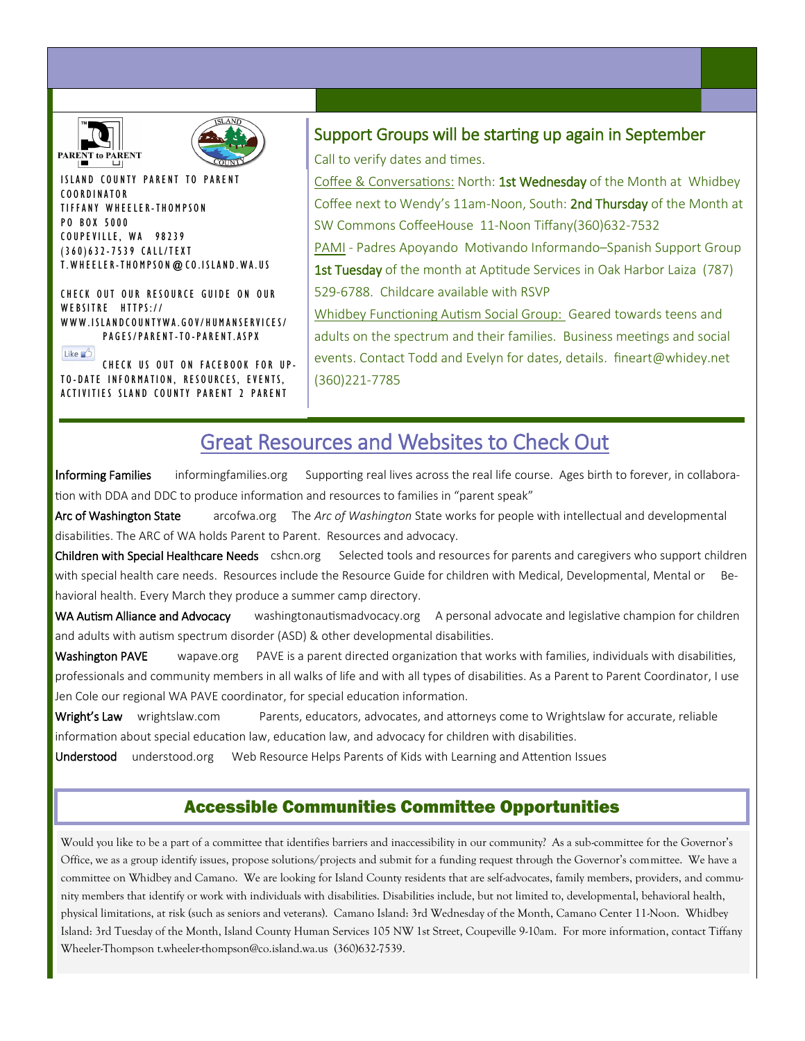ISLAND COUNTY PARENT TO PARENT COORDINATOR
TIFFANY WHEELER-THOMPSON
PO BOX 5000
COUPEVILLE, WA 98239
(360)632-7539 CALL/TEXT
T.WHEELER-THOMPSON@CO.ISLAND.WA.US

CHECK OUT OUR RESOURCE GUIDE ON OUR WEBSITRE HTTPS://WWW.ISLANDCOUNTYWA.GOV/HUMANSERVICES/PAGES/PARENT-TO-PARENT.ASPX

Like

CHECK US OUT ON FACEBOOK FOR UP-TO-DATE INFORMATION, RESOURCES, EVENTS, ACTIVITIES SLAND COUNTY PARENT 2 PARENT

## Support Groups will be starting up again in September

Call to verify dates and times.

Coffee & Conversations: North: **1st Wednesday** of the Month at Whidbey Coffee next to Wendy's 11am-Noon, South: **2nd Thursday** of the Month at SW Commons CoffeeHouse 11-Noon Tiffany(360)632-7532

PAMI - Padres Apoyando Motivando Informando–Spanish Support Group **1st Tuesday** of the month at Aptitude Services in Oak Harbor Laiza (787) 529-6788. Childcare available with RSVP

Whidbey Functioning Autism Social Group: Geared towards teens and adults on the spectrum and their families. Business meetings and social events. Contact Todd and Evelyn for dates, details. fineart@whidey.net (360)221-7785

## Great Resources and Websites to Check Out

**Informing Families** informingfamilies.org Supporting real lives across the real life course. Ages birth to forever, in collaboration with DDA and DDC to produce information and resources to families in "parent speak"

**Arc of Washington State** arcofwa.org The *Arc of Washington* State works for people with intellectual and developmental disabilities. The ARC of WA holds Parent to Parent. Resources and advocacy.

**Children with Special Healthcare Needs** cshcn.org Selected tools and resources for parents and caregivers who support children with special health care needs. Resources include the Resource Guide for children with Medical, Developmental, Mental or Behavioral health. Every March they produce a summer camp directory.

**WA Autism Alliance and Advocacy** washingtonautismadvocacy.org A personal advocate and legislative champion for children and adults with autism spectrum disorder (ASD) & other developmental disabilities.

**Washington PAVE** wapave.org PAVE is a parent directed organization that works with families, individuals with disabilities, professionals and community members in all walks of life and with all types of disabilities. As a Parent to Parent Coordinator, I use Jen Cole our regional WA PAVE coordinator, for special education information.

**Wright's Law** wrightslaw.com Parents, educators, advocates, and attorneys come to Wrightslaw for accurate, reliable information about special education law, education law, and advocacy for children with disabilities.

**Understood** understood.org Web Resource Helps Parents of Kids with Learning and Attention Issues

## Accessible Communities Committee Opportunities

Would you like to be a part of a committee that identifies barriers and inaccessibility in our community? As a sub-committee for the Governor's Office, we as a group identify issues, propose solutions/projects and submit for a funding request through the Governor's committee. We have a committee on Whidbey and Camano. We are looking for Island County residents that are self-advocates, family members, providers, and community members that identify or work with individuals with disabilities. Disabilities include, but not limited to, developmental, behavioral health, physical limitations, at risk (such as seniors and veterans). Camano Island: 3rd Wednesday of the Month, Camano Center 11-Noon. Whidbey Island: 3rd Tuesday of the Month, Island County Human Services 105 NW 1st Street, Coupeville 9-10am. For more information, contact Tiffany Wheeler-Thompson t.wheeler-thompson@co.island.wa.us (360)632-7539.